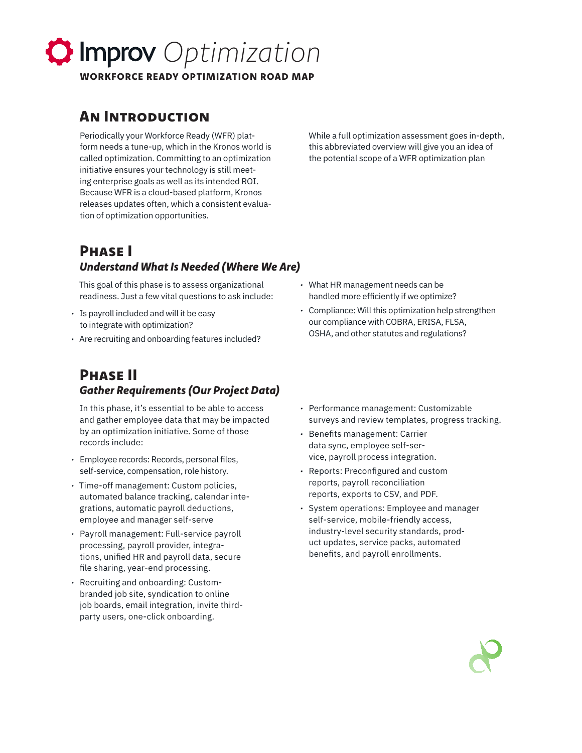# Improv *Optimization*

**WORKFORCE READY OPTIMIZATION ROAD MAP**

## An Introduction

Periodically your Workforce Ready (WFR) platform needs a tune-up, which in the Kronos world is called optimization. Committing to an optimization initiative ensures your technology is still meeting enterprise goals as well as its intended ROI. Because WFR is a cloud-based platform, Kronos releases updates often, which a consistent evaluation of optimization opportunities.

While a full optimization assessment goes in-depth, this abbreviated overview will give you an idea of the potential scope of a WFR optimization plan

## Phase I

### *Understand What Is Needed (Where We Are)*

This goal of this phase is to assess organizational readiness. Just a few vital questions to ask include:

- Is payroll included and will it be easy to integrate with optimization?
- Are recruiting and onboarding features included?
- What HR management needs can be handled more efficiently if we optimize?
- Compliance: Will this optimization help strengthen our compliance with COBRA, ERISA, FLSA, OSHA, and other statutes and regulations?

## Phase II

### *Gather Requirements (Our Project Data)*

In this phase, it's essential to be able to access and gather employee data that may be impacted by an optimization initiative. Some of those records include:

- Employee records: Records, personal files, self-service, compensation, role history.
- Time-off management: Custom policies, automated balance tracking, calendar integrations, automatic payroll deductions, employee and manager self-serve
- Payroll management: Full-service payroll processing, payroll provider, integrations, unified HR and payroll data, secure file sharing, year-end processing.
- Recruiting and onboarding: Custom-branded job site, syndication to online job boards, email integration, invite third-party users, one-click onboarding.
- Performance management: Customizable surveys and review templates, progress tracking.
- Benefits management: Carrier data sync, employee self-service, payroll process integration.
- Reports: Preconfigured and custom reports, payroll reconciliation reports, exports to CSV, and PDF.
- System operations: Employee and manager self-service, mobile-friendly access, industry-level security standards, product updates, service packs, automated benefits, and payroll enrollments.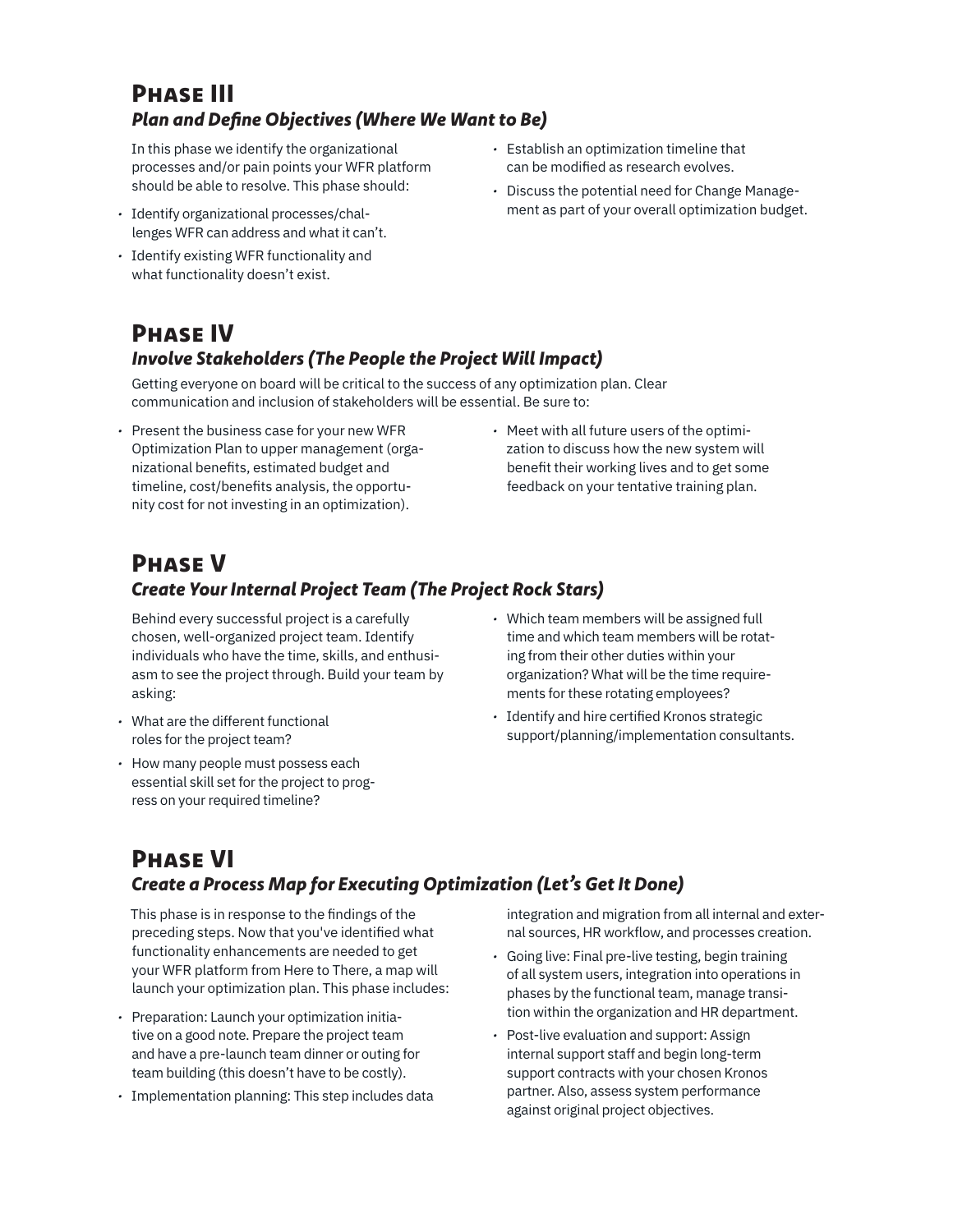## Phase III

### *Plan and Define Objectives (Where We Want to Be)*

In this phase we identify the organizational processes and/or pain points your WFR platform should be able to resolve. This phase should:

- Identify organizational processes/challenges WFR can address and what it can't.
- Identify existing WFR functionality and what functionality doesn't exist.
- Establish an optimization timeline that can be modified as research evolves.
- Discuss the potential need for Change Management as part of your overall optimization budget.

## Phase IV

### *Involve Stakeholders (The People the Project Will Impact)*

Getting everyone on board will be critical to the success of any optimization plan. Clear communication and inclusion of stakeholders will be essential. Be sure to:

- Present the business case for your new WFR Optimization Plan to upper management (organizational benefits, estimated budget and timeline, cost/benefits analysis, the opportunity cost for not investing in an optimization).
- Meet with all future users of the optimization to discuss how the new system will benefit their working lives and to get some feedback on your tentative training plan.

## Phase V

### *Create Your Internal Project Team (The Project Rock Stars)*

Behind every successful project is a carefully chosen, well-organized project team. Identify individuals who have the time, skills, and enthusiasm to see the project through. Build your team by asking:

- What are the different functional roles for the project team?
- How many people must possess each essential skill set for the project to progress on your required timeline?
- Which team members will be assigned full time and which team members will be rotating from their other duties within your organization? What will be the time requirements for these rotating employees?
- Identify and hire certified Kronos strategic support/planning/implementation consultants.

## Phase VI

### *Create a Process Map for Executing Optimization (Let's Get It Done)*

This phase is in response to the findings of the preceding steps. Now that you've identified what functionality enhancements are needed to get your WFR platform from Here to There, a map will launch your optimization plan. This phase includes:

- Preparation: Launch your optimization initiative on a good note. Prepare the project team and have a pre-launch team dinner or outing for team building (this doesn't have to be costly).
- Implementation planning: This step includes data integration and migration from all internal and external sources, HR workflow, and processes creation.
- Going live: Final pre-live testing, begin training of all system users, integration into operations in phases by the functional team, manage transition within the organization and HR department.
- Post-live evaluation and support: Assign internal support staff and begin long-term support contracts with your chosen Kronos partner. Also, assess system performance against original project objectives.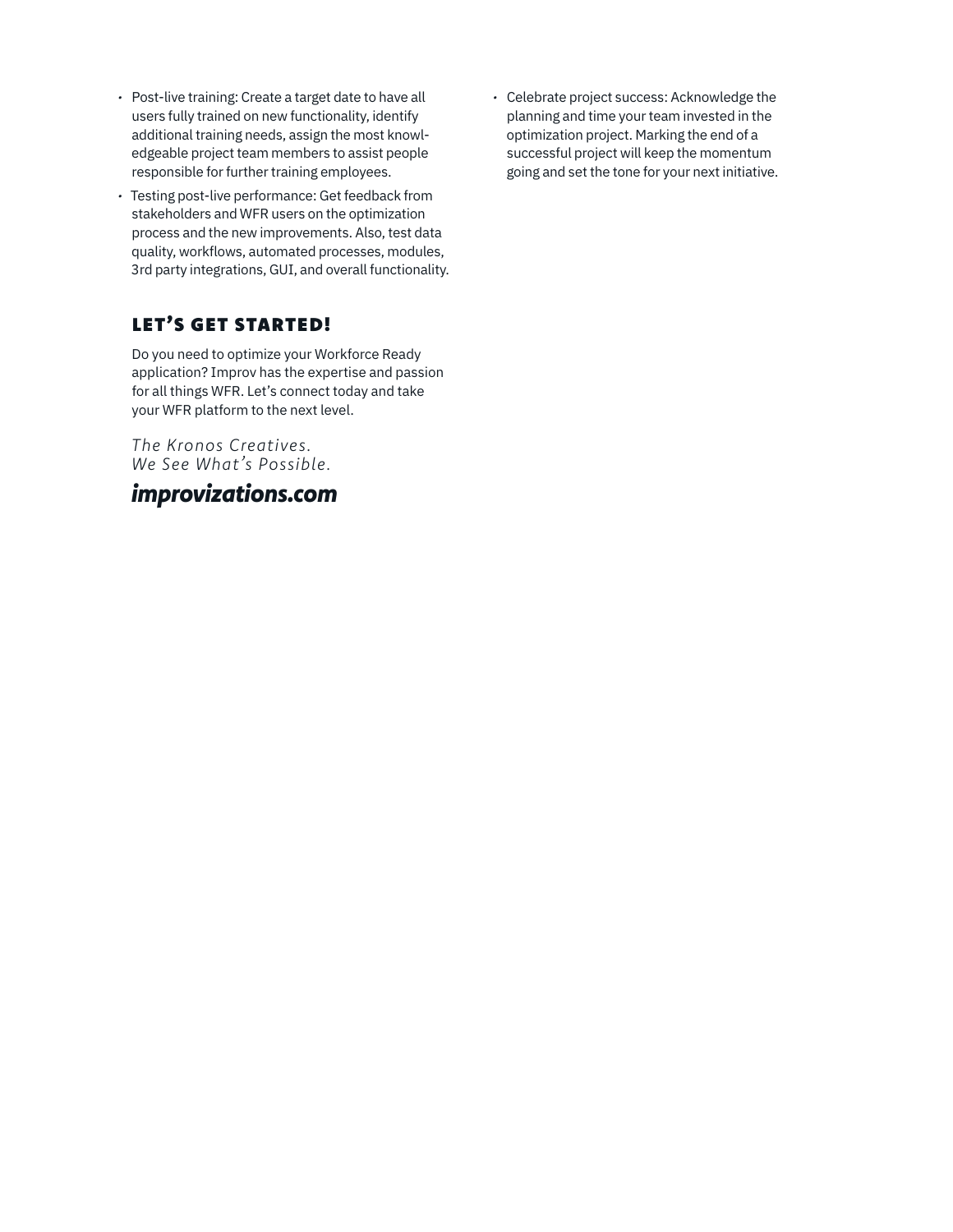- Post-live training: Create a target date to have all users fully trained on new functionality, identify additional training needs, assign the most knowledgeable project team members to assist people responsible for further training employees.
- Testing post-live performance: Get feedback from stakeholders and WFR users on the optimization process and the new improvements. Also, test data quality, workflows, automated processes, modules, 3rd party integrations, GUI, and overall functionality.
- Celebrate project success: Acknowledge the planning and time your team invested in the optimization project. Marking the end of a successful project will keep the momentum going and set the tone for your next initiative.

## LET'S GET STARTED!

Do you need to optimize your Workforce Ready application? Improv has the expertise and passion for all things WFR. Let's connect today and take your WFR platform to the next level.

*The Kronos Creatives.*
*We See What's Possible.*

***improvizations.com***